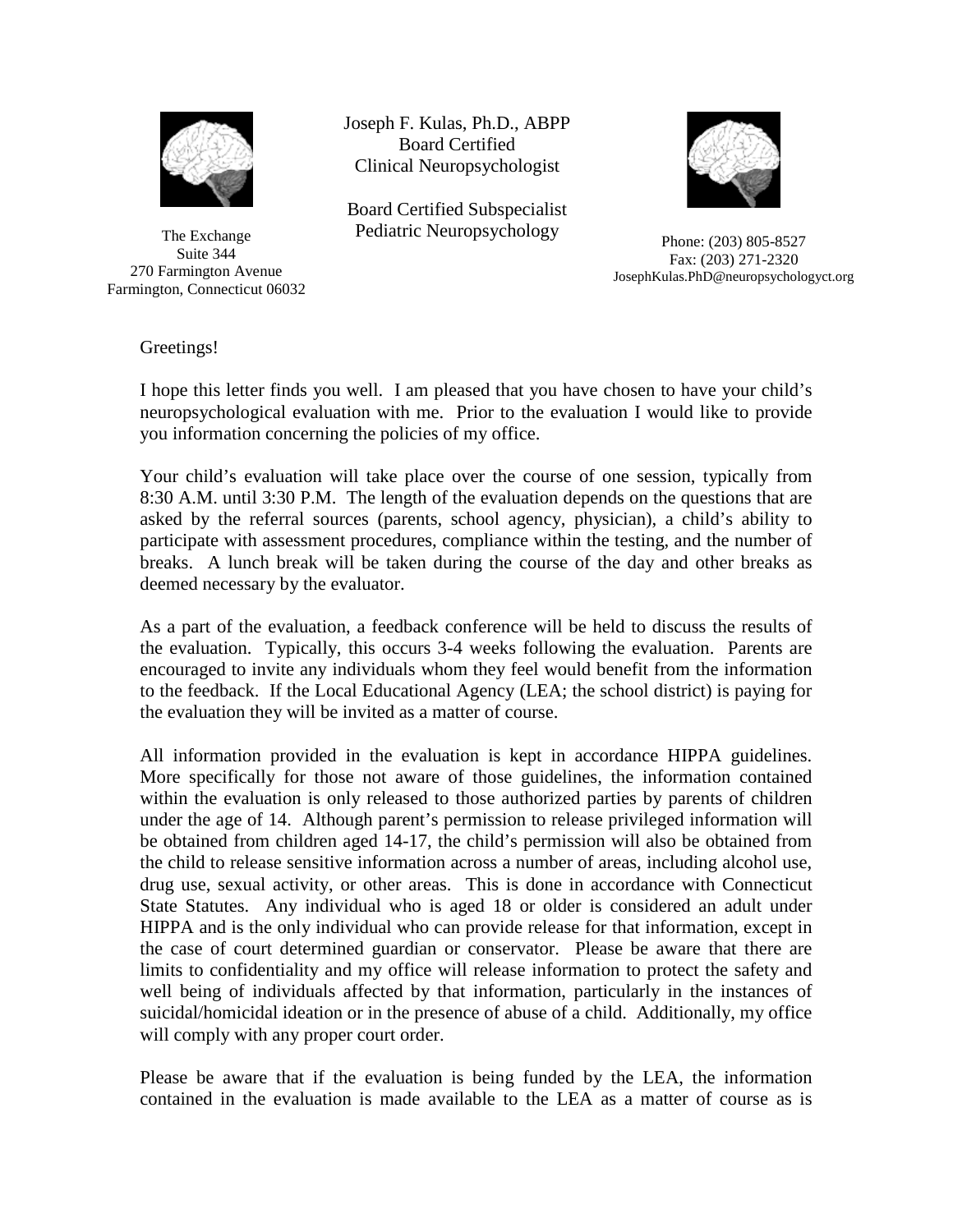The Exchange
Suite 344
270 Farmington Avenue
Farmington, Connecticut 06032

Joseph F. Kulas, Ph.D., ABPP
Board Certified
Clinical Neuropsychologist

Board Certified Subspecialist
Pediatric Neuropsychology

Phone: (203) 805-8527
Fax: (203) 271-2320
JosephKulas.PhD@neuropsychologyct.org

Greetings!

I hope this letter finds you well. I am pleased that you have chosen to have your child's neuropsychological evaluation with me. Prior to the evaluation I would like to provide you information concerning the policies of my office.

Your child's evaluation will take place over the course of one session, typically from 8:30 A.M. until 3:30 P.M. The length of the evaluation depends on the questions that are asked by the referral sources (parents, school agency, physician), a child's ability to participate with assessment procedures, compliance within the testing, and the number of breaks. A lunch break will be taken during the course of the day and other breaks as deemed necessary by the evaluator.

As a part of the evaluation, a feedback conference will be held to discuss the results of the evaluation. Typically, this occurs 3-4 weeks following the evaluation. Parents are encouraged to invite any individuals whom they feel would benefit from the information to the feedback. If the Local Educational Agency (LEA; the school district) is paying for the evaluation they will be invited as a matter of course.

All information provided in the evaluation is kept in accordance HIPPA guidelines. More specifically for those not aware of those guidelines, the information contained within the evaluation is only released to those authorized parties by parents of children under the age of 14. Although parent's permission to release privileged information will be obtained from children aged 14-17, the child's permission will also be obtained from the child to release sensitive information across a number of areas, including alcohol use, drug use, sexual activity, or other areas. This is done in accordance with Connecticut State Statutes. Any individual who is aged 18 or older is considered an adult under HIPPA and is the only individual who can provide release for that information, except in the case of court determined guardian or conservator. Please be aware that there are limits to confidentiality and my office will release information to protect the safety and well being of individuals affected by that information, particularly in the instances of suicidal/homicidal ideation or in the presence of abuse of a child. Additionally, my office will comply with any proper court order.

Please be aware that if the evaluation is being funded by the LEA, the information contained in the evaluation is made available to the LEA as a matter of course as is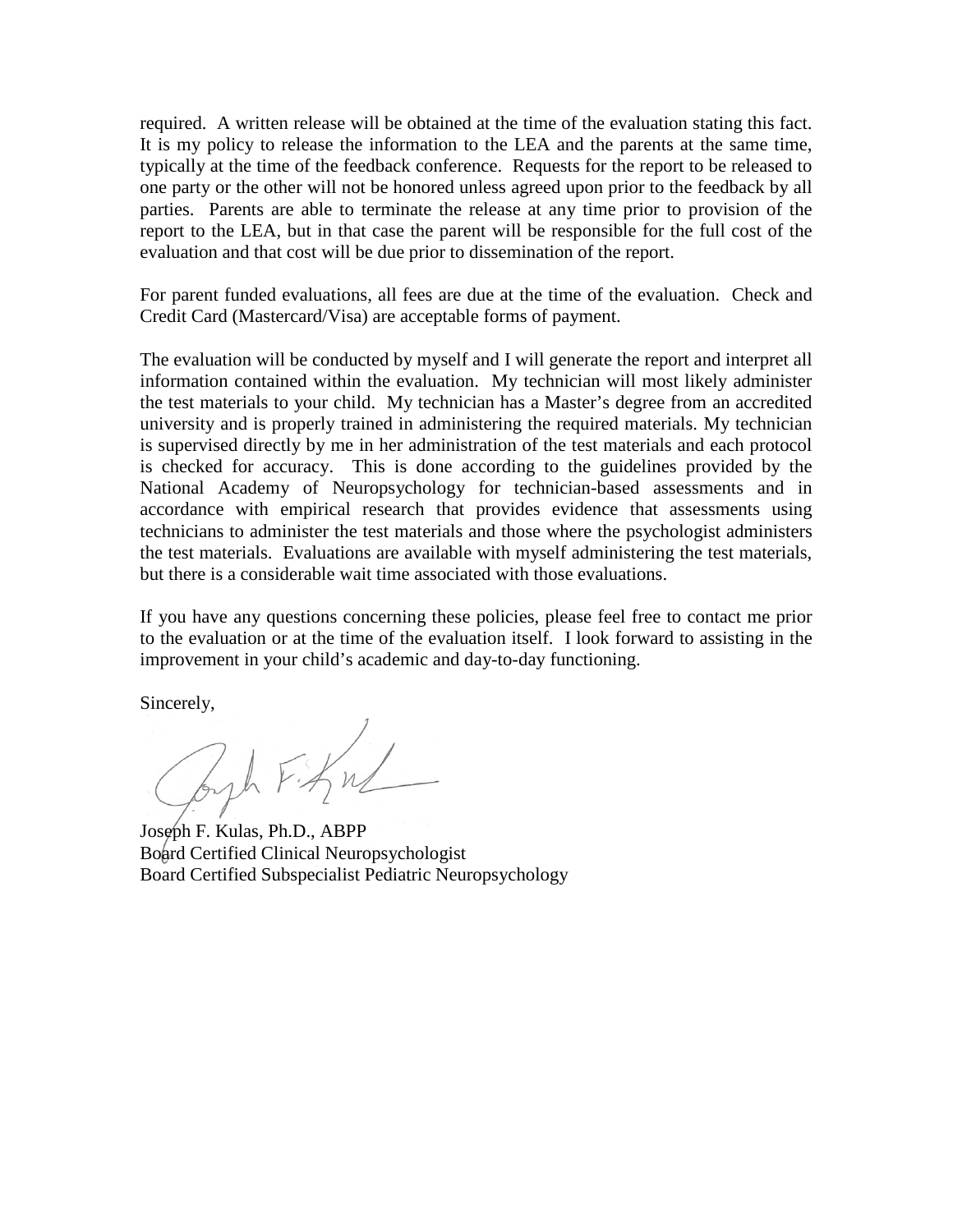required. A written release will be obtained at the time of the evaluation stating this fact. It is my policy to release the information to the LEA and the parents at the same time, typically at the time of the feedback conference. Requests for the report to be released to one party or the other will not be honored unless agreed upon prior to the feedback by all parties. Parents are able to terminate the release at any time prior to provision of the report to the LEA, but in that case the parent will be responsible for the full cost of the evaluation and that cost will be due prior to dissemination of the report.

For parent funded evaluations, all fees are due at the time of the evaluation. Check and Credit Card (Mastercard/Visa) are acceptable forms of payment.

The evaluation will be conducted by myself and I will generate the report and interpret all information contained within the evaluation. My technician will most likely administer the test materials to your child. My technician has a Master's degree from an accredited university and is properly trained in administering the required materials. My technician is supervised directly by me in her administration of the test materials and each protocol is checked for accuracy. This is done according to the guidelines provided by the National Academy of Neuropsychology for technician-based assessments and in accordance with empirical research that provides evidence that assessments using technicians to administer the test materials and those where the psychologist administers the test materials. Evaluations are available with myself administering the test materials, but there is a considerable wait time associated with those evaluations.

If you have any questions concerning these policies, please feel free to contact me prior to the evaluation or at the time of the evaluation itself. I look forward to assisting in the improvement in your child's academic and day-to-day functioning.

Sincerely,

Joseph F. Kulas, Ph.D., ABPP
Board Certified Clinical Neuropsychologist
Board Certified Subspecialist Pediatric Neuropsychology